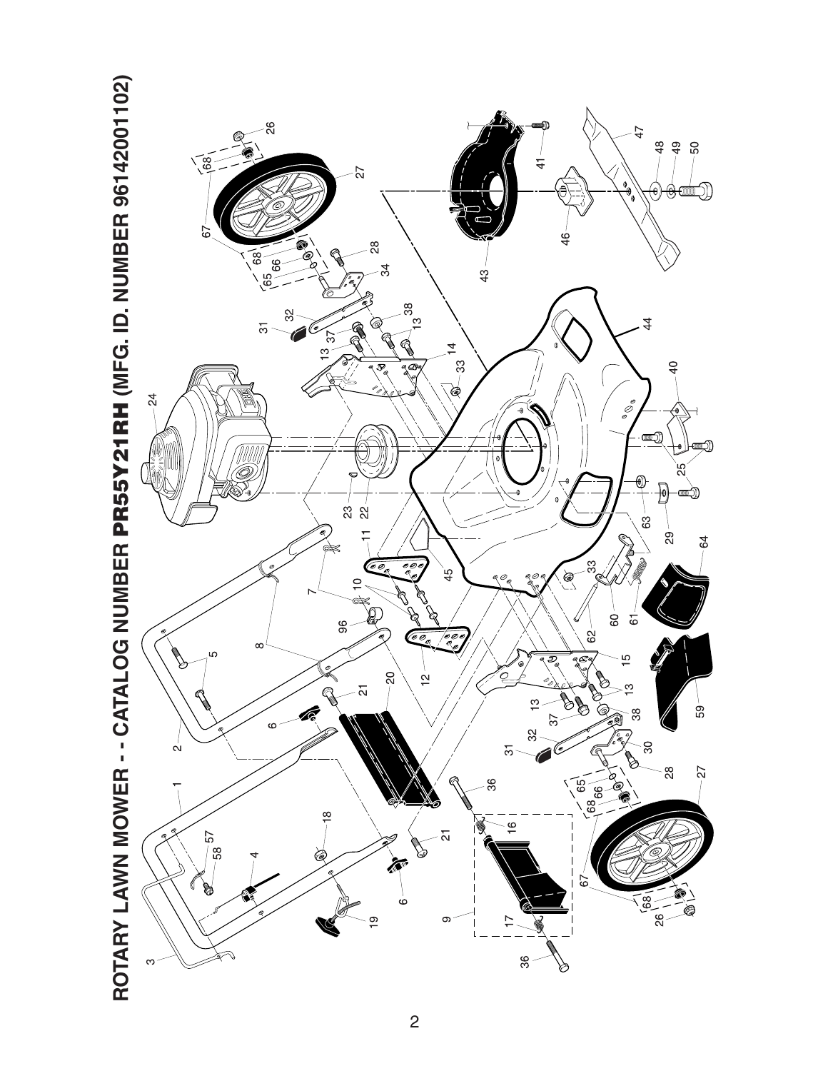# ROTARY LAWN MOWER - - CATALOG NUMBER PR55Y21RH (MFG. ID. NUMBER 96142001102)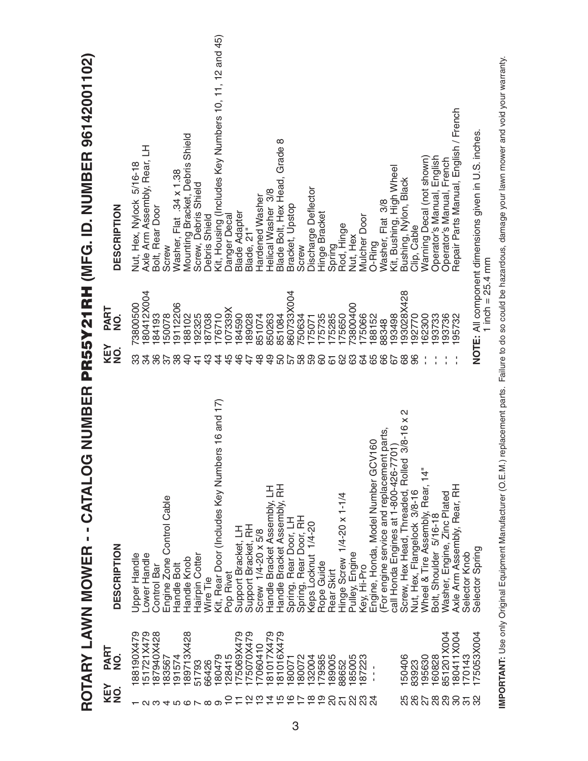# ROTARY LAWN MOWER - - CATALOG NUMBER PR55Y21RH (MFG. ID. NUMBER 96142001102)

| KEY NO. | PART NO. | DESCRIPTION |
|---|---|---|
| 1 | 188190X479 | Upper Handle |
| 2 | 151721X479 | Lower Handle |
| 3 | 187940X428 | Control Bar |
| 4 | 183567 | Engine Zone Control Cable |
| 5 | 191574 | Handle Bolt |
| 6 | 189713X428 | Handle Knob |
| 7 | 51793 | Hairpin Cotter |
| 8 | 66426 | Wire Tie |
| 9 | 180479 | Kit, Rear Door (Includes Key Numbers 16 and 17) |
| 10 | 128415 | Pop Rivet |
| 11 | 175069X479 | Support Bracket, LH |
| 12 | 175070X479 | Support Bracket, RH |
| 13 | 17060410 | Screw 1/4-20 x 5/8 |
| 14 | 181017X479 | Handle Bracket Assembly, LH |
| 15 | 181016X479 | Handle Bracket Assembly, RH |
| 16 | 180071 | Spring, Rear Door, LH |
| 17 | 180072 | Spring, Rear Door, RH |
| 18 | 132004 | Keps Locknut 1/4-20 |
| 19 | 179585 | Rope Guide |
| 20 | 189005 | Rear Skirt |
| 21 | 88652 | Hinge Screw 1/4-20 x 1-1/4 |
| 22 | 185005 | Pulley, Engine |
| 23 | 187223 | Key, Hi-Pro |
| 24 | - - - | Engine, Honda, Model Number GCV160 (For engine service and replacement parts, call Honda Engines at 1-800-426-7701) |
| 25 | 150406 | Screw, Hex Head, Threaded, Rolled 3/8-16 x 2 |
| 26 | 83923 | Nut, Hex, Flangelock 3/8-16 |
| 27 | 195630 | Wheel & Tire Assembly, Rear, 14" |
| 28 | 160828 | Bolt, Shoulder 5/16-18 |
| 29 | 851201X004 | Washer, Engine, Zinc Plated |
| 30 | 180411X004 | Axle Arm Assembly, Rear, RH |
| 31 | 170143 | Selector Knob |
| 32 | 175053X004 | Selector Spring |
| 33 | 73800500 | Nut, Hex, Nylock 5/16-18 |
| 34 | 180412X004 | Axle Arm Assembly, Rear, LH |
| 36 | 184193 | Bolt, Rear Door |
| 37 | 150078 | Screw |
| 38 | 19112206 | Washer, Flat .34 x 1.38 |
| 40 | 188102 | Mounting Bracket, Debris Shield |
| 41 | 192325 | Screw, Debris Shield |
| 43 | 187038 | Debris Shield |
| 44 | 176710 | Kit, Housing (Includes Key Numbers 10, 11, 12 and 45) |
| 45 | 107339X | Danger Decal |
| 46 | 184590 | Blade Adapter |
| 47 | 189028 | Blade, 21" |
| 48 | 851074 | Hardened Washer |
| 49 | 850263 | Helical Washer 3/8 |
| 50 | 851084 | Blade Bolt, Hex Head, Grade 8 |
| 57 | 860733X004 | Bracket, Upstop |
| 58 | 750634 | Screw |
| 59 | 175071 | Discharge Deflector |
| 60 | 175735 | Hinge Bracket |
| 61 | 175285 | Spring |
| 62 | 175650 | Rod, Hinge |
| 63 | 73800400 | Nut, Hex |
| 64 | 175066 | Mulcher Door |
| 65 | 188152 | O-Ring |
| 66 | 88348 | Washer, Flat 3/8 |
| 67 | 193498 | Kit, Bushing, High Wheel |
| 68 | 193028X428 | Bushing, Nylon, Black |
| 96 | 192770 | Clip, Cable |
| - - | 162300 | Warning Decal (not shown) |
| - - | 193733 | Operator's Manual, English |
| - - | 193736 | Operator's Manual, French |
| - - | 195732 | Repair Parts Manual, English / French |

**NOTE:** All component dimensions given in U.S. inches.
1 inch = 25.4 mm

**IMPORTANT:** Use only Original Equipment Manufacturer (O.E.M.) replacement parts. Failure to do so could be hazardous, damage your lawn mower and void your warranty.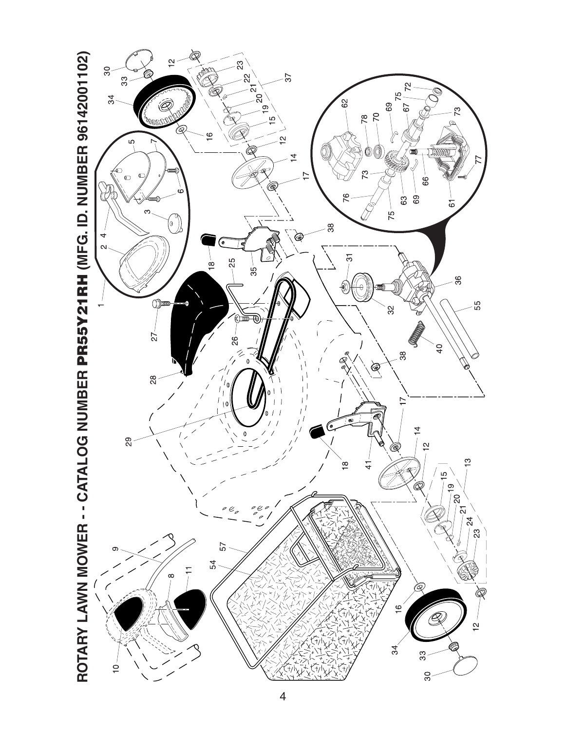# ROTARY LAWN MOWER - - CATALOG NUMBER PR55Y21RH (MFG. ID. NUMBER 96142001102)

1 2 3 4 5 6 7 8 9 10 11 12 13 14 15 16 17 18 19 20 21 22 23 24 25 26 27 28 29 30 31 32 33 34 35 36 37 38 40 41 54 55 57 61 62 63 66 67 69 70 72 73 75 76 77 78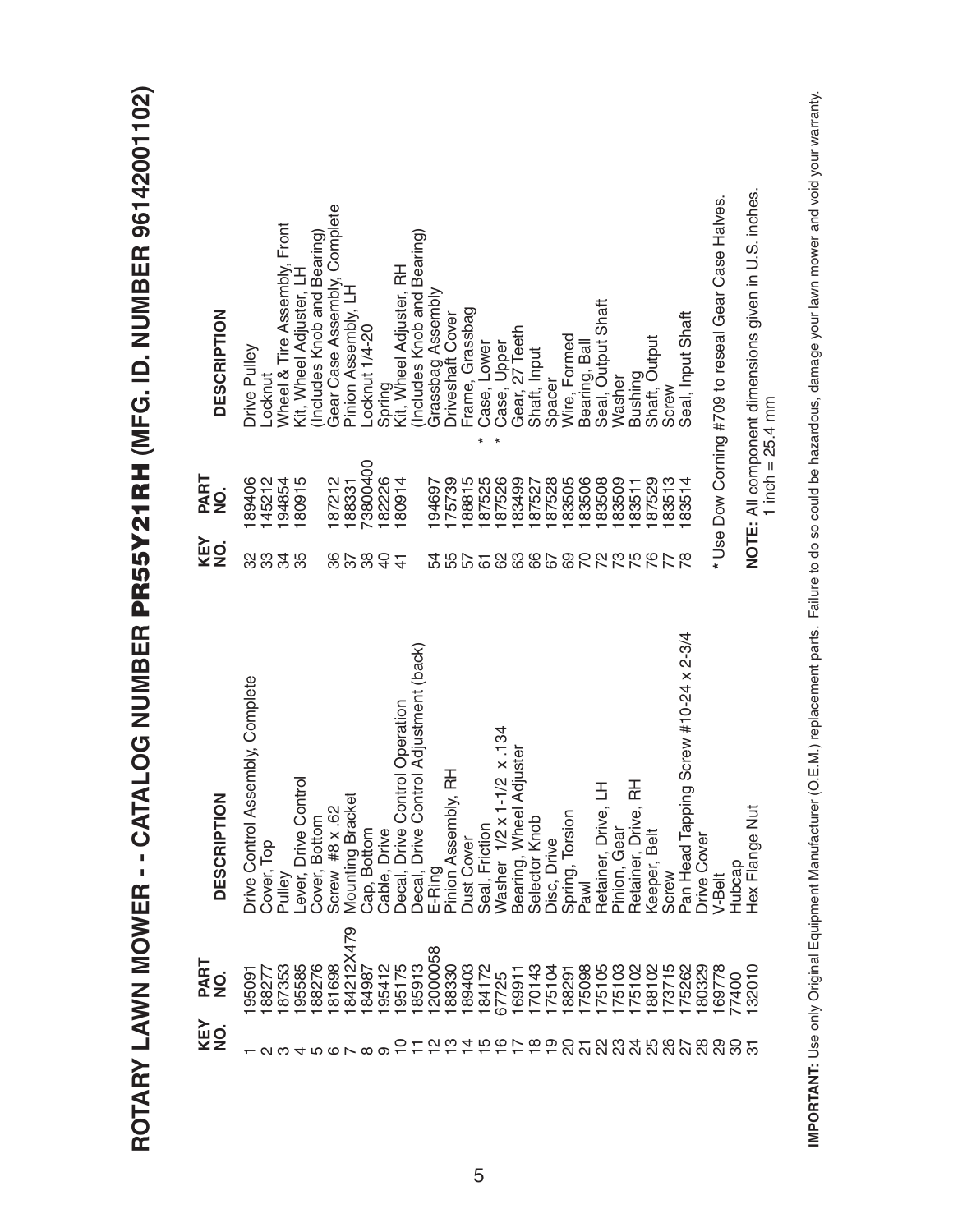# ROTARY LAWN MOWER - - CATALOG NUMBER PR55Y21RH (MFG. ID. NUMBER 96142001102)

| KEY NO. | PART NO. | DESCRIPTION |
|---|---|---|
| 1 | 195091 | Drive Control Assembly, Complete |
| 2 | 188277 | Cover, Top |
| 3 | 187353 | Pulley |
| 4 | 195585 | Lever, Drive Control |
| 5 | 188276 | Cover, Bottom |
| 6 | 181698 | Screw #8 x .62 |
| 7 | 184212X479 | Mounting Bracket |
| 8 | 184987 | Cap, Bottom |
| 9 | 195412 | Cable, Drive |
| 10 | 195175 | Decal, Drive Control Operation |
| 11 | 185913 | Decal, Drive Control Adjustment (back) |
| 12 | 12000058 | E-Ring |
| 13 | 188330 | Pinion Assembly, RH |
| 14 | 189403 | Dust Cover |
| 15 | 184172 | Seal, Friction |
| 16 | 67725 | Washer 1/2 x 1-1/2 x .134 |
| 17 | 169911 | Bearing, Wheel Adjuster |
| 18 | 170143 | Selector Knob |
| 19 | 175104 | Disc, Drive |
| 20 | 188291 | Spring, Torsion |
| 21 | 175098 | Pawl |
| 22 | 175105 | Retainer, Drive, LH |
| 23 | 175103 | Pinion, Gear |
| 24 | 175102 | Retainer, Drive, RH |
| 25 | 188102 | Keeper, Belt |
| 26 | 173715 | Screw |
| 27 | 175262 | Pan Head Tapping Screw #10-24 x 2-3/4 |
| 28 | 180329 | Drive Cover |
| 29 | 169778 | V-Belt |
| 30 | 77400 | Hubcap |
| 31 | 132010 | Hex Flange Nut |

| KEY NO. | PART NO. | DESCRIPTION |
|---|---|---|
| 32 | 189406 | Drive Pulley |
| 33 | 145212 | Locknut |
| 34 | 194854 | Wheel & Tire Assembly, Front |
| 35 | 180915 | Kit, Wheel Adjuster, LH (Includes Knob and Bearing) |
| 36 | 187212 | Gear Case Assembly, Complete |
| 37 | 188331 | Pinion Assembly, LH |
| 38 | 73800400 | Locknut 1/4-20 |
| 40 | 182226 | Spring |
| 41 | 180914 | Kit, Wheel Adjuster, RH (Includes Knob and Bearing) |
| 54 | 194697 | Grassbag Assembly |
| 55 | 175739 | Driveshaft Cover |
| 57 | 188815 | Frame, Grassbag |
| 61 | 187525 | * Case, Lower |
| 62 | 187526 | * Case, Upper |
| 63 | 183499 | Gear, 27 Teeth |
| 66 | 187527 | Shaft, Input |
| 67 | 187528 | Spacer |
| 69 | 183505 | Wire, Formed |
| 70 | 183506 | Bearing, Ball |
| 72 | 183508 | Seal, Output Shaft |
| 73 | 183509 | Washer |
| 75 | 183511 | Bushing |
| 76 | 187529 | Shaft, Output |
| 77 | 183513 | Screw |
| 78 | 183514 | Seal, Input Shaft |

* Use Dow Corning #709 to reseal Gear Case Halves.

**NOTE:** All component dimensions given in U.S. inches.
1 inch = 25.4 mm

**IMPORTANT:** Use only Original Equipment Manufacturer (O.E.M.) replacement parts. Failure to do so could be hazardous, damage your lawn mower and void your warranty.